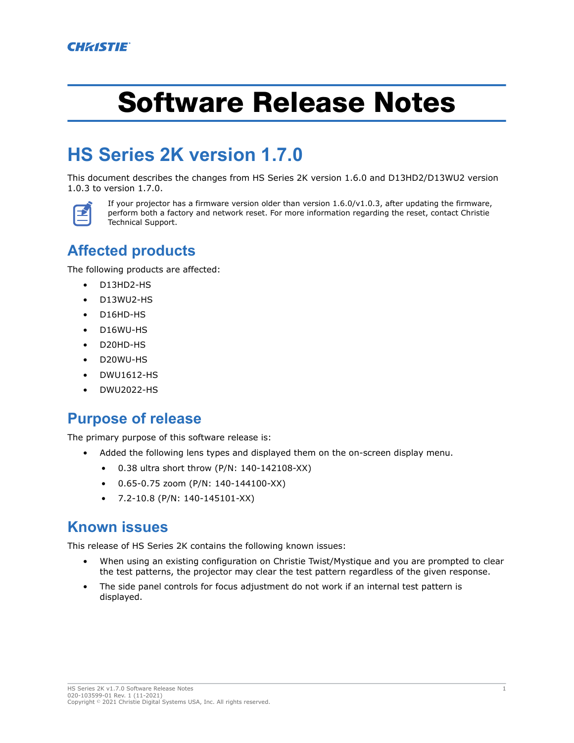CHRISTIE

# Software Release Notes

## HS Series 2K version 1.7.0

This document describes the changes from HS Series 2K version 1.6.0 and D13HD2/D13WU2 version 1.0.3 to version 1.7.0.

If your projector has a firmware version older than version 1.6.0/v1.0.3, after updating the firmware, perform both a factory and network reset. For more information regarding the reset, contact Christie Technical Support.

### Affected products

The following products are affected:

- D13HD2-HS
- D13WU2-HS
- D16HD-HS
- D16WU-HS
- D20HD-HS
- D20WU-HS
- DWU1612-HS
- DWU2022-HS

### Purpose of release

The primary purpose of this software release is:

- Added the following lens types and displayed them on the on-screen display menu.
  - 0.38 ultra short throw (P/N: 140-142108-XX)
  - 0.65-0.75 zoom (P/N: 140-144100-XX)
  - 7.2-10.8 (P/N: 140-145101-XX)

### Known issues

This release of HS Series 2K contains the following known issues:

- When using an existing configuration on Christie Twist/Mystique and you are prompted to clear the test patterns, the projector may clear the test pattern regardless of the given response.
- The side panel controls for focus adjustment do not work if an internal test pattern is displayed.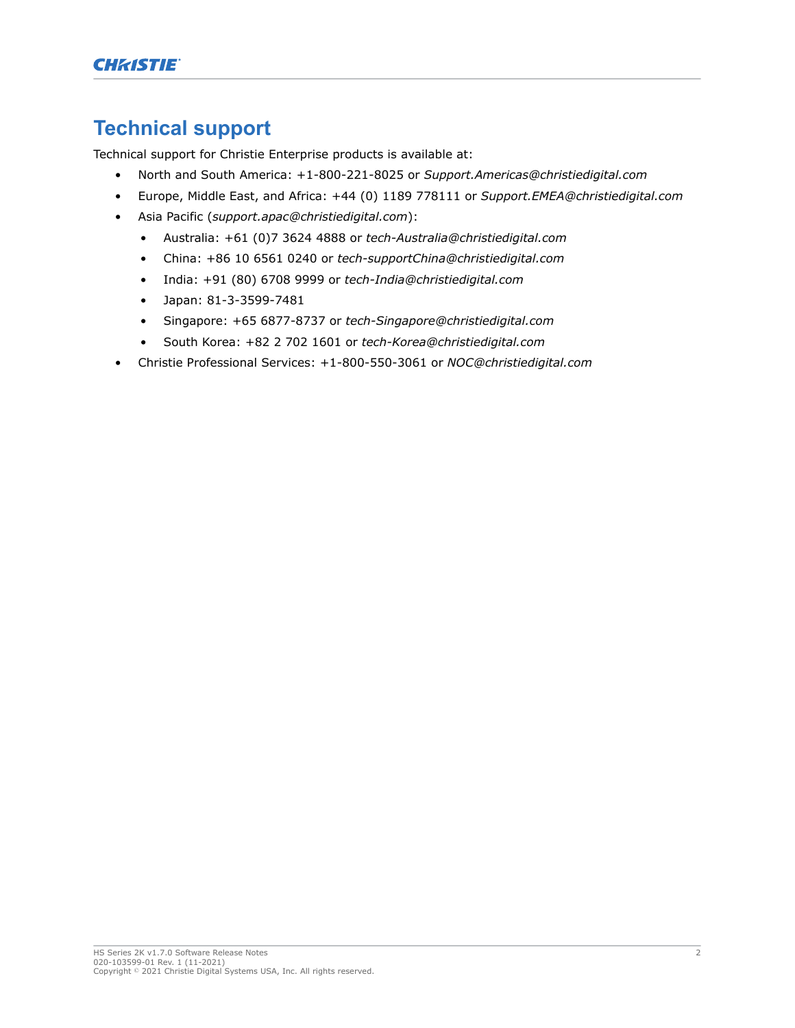# Technical support

Technical support for Christie Enterprise products is available at:

- North and South America: +1-800-221-8025 or *Support.Americas@christiedigital.com*
- Europe, Middle East, and Africa: +44 (0) 1189 778111 or *Support.EMEA@christiedigital.com*
- Asia Pacific (*support.apac@christiedigital.com*):
  - Australia: +61 (0)7 3624 4888 or *tech-Australia@christiedigital.com*
  - China: +86 10 6561 0240 or *tech-supportChina@christiedigital.com*
  - India: +91 (80) 6708 9999 or *tech-India@christiedigital.com*
  - Japan: 81-3-3599-7481
  - Singapore: +65 6877-8737 or *tech-Singapore@christiedigital.com*
  - South Korea: +82 2 702 1601 or *tech-Korea@christiedigital.com*
- Christie Professional Services: +1-800-550-3061 or *NOC@christiedigital.com*